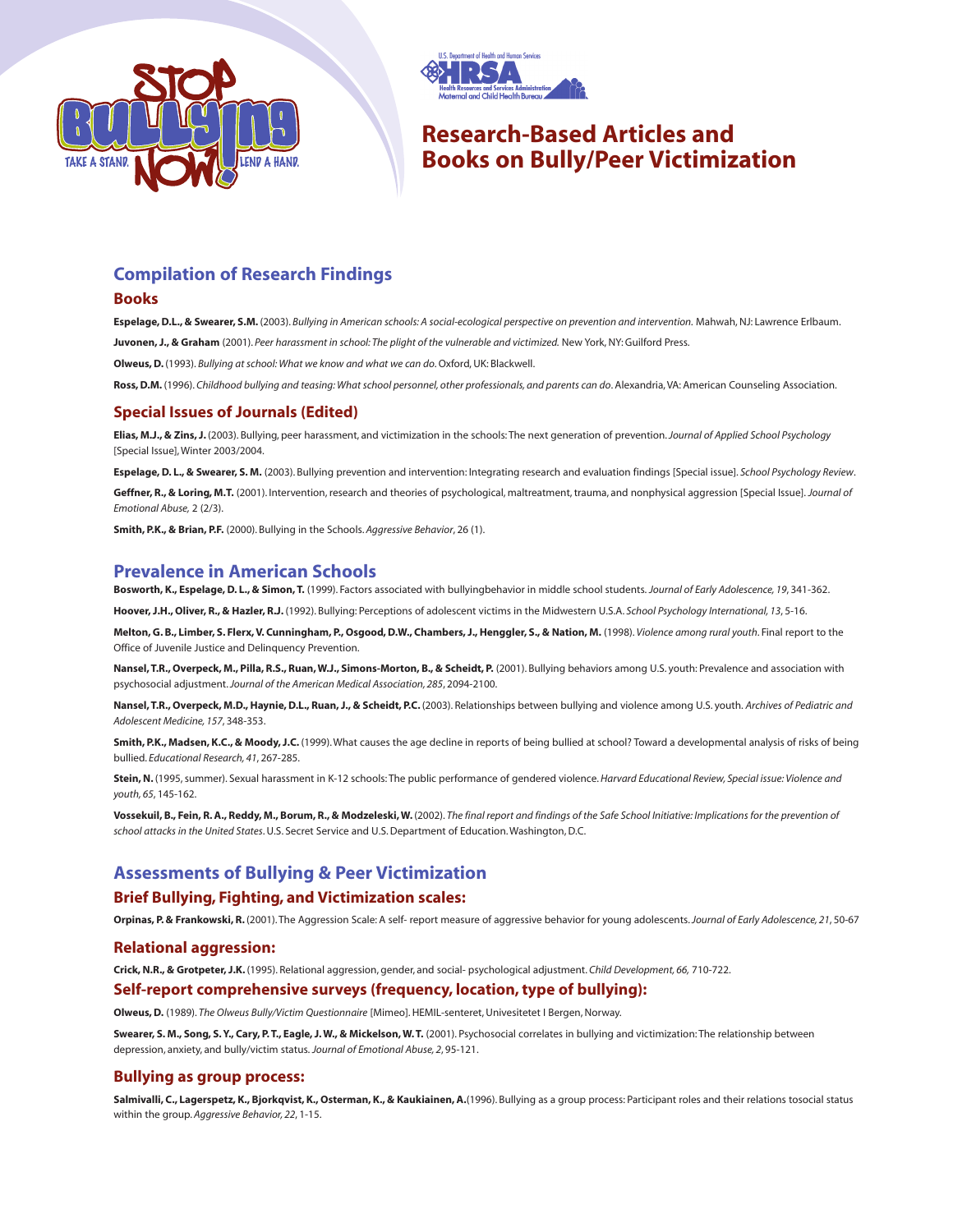# Research-Based Articles and Books on Bully/Peer Victimization

## Compilation of Research Findings

### Books

**Espelage, D.L., & Swearer, S.M.** (2003). *Bullying in American schools: A social-ecological perspective on prevention and intervention.* Mahwah, NJ: Lawrence Erlbaum.

**Juvonen, J., & Graham** (2001). *Peer harassment in school: The plight of the vulnerable and victimized.* New York, NY: Guilford Press.

**Olweus, D.** (1993). *Bullying at school: What we know and what we can do.* Oxford, UK: Blackwell.

**Ross, D.M.** (1996). *Childhood bullying and teasing: What school personnel, other professionals, and parents can do.* Alexandria, VA: American Counseling Association.

### Special Issues of Journals (Edited)

**Elias, M.J., & Zins, J.** (2003). Bullying, peer harassment, and victimization in the schools: The next generation of prevention. *Journal of Applied School Psychology* [Special Issue], Winter 2003/2004.

**Espelage, D. L., & Swearer, S. M.** (2003). Bullying prevention and intervention: Integrating research and evaluation findings [Special issue]. *School Psychology Review*.

**Geffner, R., & Loring, M.T.** (2001). Intervention, research and theories of psychological, maltreatment, trauma, and nonphysical aggression [Special Issue]. *Journal of Emotional Abuse,* 2 (2/3).

**Smith, P.K., & Brian, P.F.** (2000). Bullying in the Schools. *Aggressive Behavior*, 26 (1).

## Prevalence in American Schools

**Bosworth, K., Espelage, D. L., & Simon, T.** (1999). Factors associated with bullyingbehavior in middle school students. *Journal of Early Adolescence, 19*, 341-362.

**Hoover, J.H., Oliver, R., & Hazler, R.J.** (1992). Bullying: Perceptions of adolescent victims in the Midwestern U.S.A. *School Psychology International, 13*, 5-16.

**Melton, G. B., Limber, S. Flerx, V. Cunningham, P., Osgood, D.W., Chambers, J., Henggler, S., & Nation, M.** (1998). *Violence among rural youth.* Final report to the Office of Juvenile Justice and Delinquency Prevention.

**Nansel, T.R., Overpeck, M., Pilla, R.S., Ruan, W.J., Simons-Morton, B., & Scheidt, P.** (2001). Bullying behaviors among U.S. youth: Prevalence and association with psychosocial adjustment. *Journal of the American Medical Association, 285*, 2094-2100.

**Nansel, T.R., Overpeck, M.D., Haynie, D.L., Ruan, J., & Scheidt, P.C.** (2003). Relationships between bullying and violence among U.S. youth. *Archives of Pediatric and Adolescent Medicine, 157*, 348-353.

**Smith, P.K., Madsen, K.C., & Moody, J.C.** (1999). What causes the age decline in reports of being bullied at school? Toward a developmental analysis of risks of being bullied. *Educational Research, 41*, 267-285.

**Stein, N.** (1995, summer). Sexual harassment in K-12 schools: The public performance of gendered violence. *Harvard Educational Review, Special issue: Violence and youth, 65*, 145-162.

**Vossekuil, B., Fein, R. A., Reddy, M., Borum, R., & Modzeleski, W.** (2002). *The final report and findings of the Safe School Initiative: Implications for the prevention of school attacks in the United States*. U.S. Secret Service and U.S. Department of Education. Washington, D.C.

## Assessments of Bullying & Peer Victimization

### Brief Bullying, Fighting, and Victimization scales:

**Orpinas, P. & Frankowski, R.** (2001). The Aggression Scale: A self- report measure of aggressive behavior for young adolescents. *Journal of Early Adolescence, 21*, 50-67

### Relational aggression:

**Crick, N.R., & Grotpeter, J.K.** (1995). Relational aggression, gender, and social- psychological adjustment. *Child Development, 66,* 710-722.

### Self-report comprehensive surveys (frequency, location, type of bullying):

**Olweus, D.** (1989). *The Olweus Bully/Victim Questionnaire* [Mimeo]. HEMIL-senteret, Univesitetet I Bergen, Norway.

**Swearer, S. M., Song, S. Y., Cary, P. T., Eagle, J. W., & Mickelson, W. T.** (2001). Psychosocial correlates in bullying and victimization: The relationship between depression, anxiety, and bully/victim status. *Journal of Emotional Abuse, 2*, 95-121.

### Bullying as group process:

**Salmivalli, C., Lagerspetz, K., Bjorkqvist, K., Osterman, K., & Kaukiainen, A.**(1996). Bullying as a group process: Participant roles and their relations tosocial status within the group. *Aggressive Behavior, 22*, 1-15.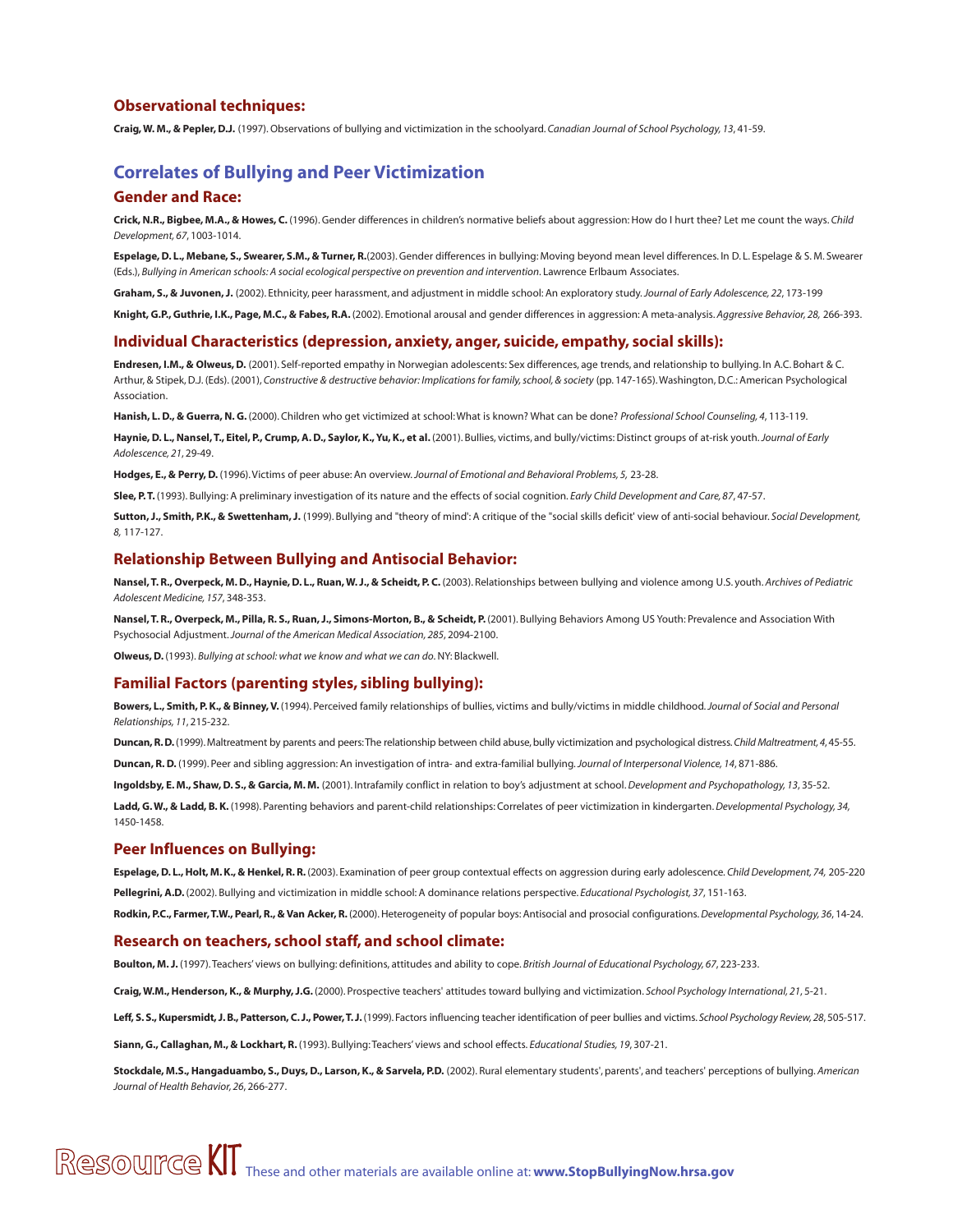### Observational techniques:

**Craig, W. M., & Pepler, D.J.** (1997). Observations of bullying and victimization in the schoolyard. *Canadian Journal of School Psychology, 13*, 41-59.

## Correlates of Bullying and Peer Victimization

### Gender and Race:

**Crick, N.R., Bigbee, M.A., & Howes, C.** (1996). Gender differences in children's normative beliefs about aggression: How do I hurt thee? Let me count the ways. *Child Development, 67*, 1003-1014.

**Espelage, D. L., Mebane, S., Swearer, S.M., & Turner, R.**(2003). Gender differences in bullying: Moving beyond mean level differences. In D. L. Espelage & S. M. Swearer (Eds.), *Bullying in American schools: A social ecological perspective on prevention and intervention*. Lawrence Erlbaum Associates.

**Graham, S., & Juvonen, J.** (2002). Ethnicity, peer harassment, and adjustment in middle school: An exploratory study. *Journal of Early Adolescence, 22*, 173-199

**Knight, G.P., Guthrie, I.K., Page, M.C., & Fabes, R.A.** (2002). Emotional arousal and gender differences in aggression: A meta-analysis. *Aggressive Behavior, 28,* 266-393.

### Individual Characteristics (depression, anxiety, anger, suicide, empathy, social skills):

**Endresen, I.M., & Olweus, D.** (2001). Self-reported empathy in Norwegian adolescents: Sex differences, age trends, and relationship to bullying. In A.C. Bohart & C. Arthur, & Stipek, D.J. (Eds). (2001), *Constructive & destructive behavior: Implications for family, school, & society* (pp. 147-165). Washington, D.C.: American Psychological Association.

**Hanish, L. D., & Guerra, N. G.** (2000). Children who get victimized at school: What is known? What can be done? *Professional School Counseling, 4*, 113-119.

**Haynie, D. L., Nansel, T., Eitel, P., Crump, A. D., Saylor, K., Yu, K., et al.** (2001). Bullies, victims, and bully/victims: Distinct groups of at-risk youth. *Journal of Early Adolescence, 21*, 29-49.

**Hodges, E., & Perry, D.** (1996). Victims of peer abuse: An overview. *Journal of Emotional and Behavioral Problems, 5,* 23-28.

**Slee, P. T.** (1993). Bullying: A preliminary investigation of its nature and the effects of social cognition. *Early Child Development and Care, 87*, 47-57.

**Sutton, J., Smith, P.K., & Swettenham, J.** (1999). Bullying and "theory of mind': A critique of the "social skills deficit' view of anti-social behaviour. *Social Development, 8,* 117-127.

### Relationship Between Bullying and Antisocial Behavior:

**Nansel, T. R., Overpeck, M. D., Haynie, D. L., Ruan, W. J., & Scheidt, P. C.** (2003). Relationships between bullying and violence among U.S. youth. *Archives of Pediatric Adolescent Medicine, 157*, 348-353.

**Nansel, T. R., Overpeck, M., Pilla, R. S., Ruan, J., Simons-Morton, B., & Scheidt, P.** (2001). Bullying Behaviors Among US Youth: Prevalence and Association With Psychosocial Adjustment. *Journal of the American Medical Association, 285*, 2094-2100.

**Olweus, D.** (1993). *Bullying at school: what we know and what we can do*. NY: Blackwell.

### Familial Factors (parenting styles, sibling bullying):

**Bowers, L., Smith, P. K., & Binney, V.** (1994). Perceived family relationships of bullies, victims and bully/victims in middle childhood. *Journal of Social and Personal Relationships, 11*, 215-232.

**Duncan, R. D.** (1999). Maltreatment by parents and peers: The relationship between child abuse, bully victimization and psychological distress. *Child Maltreatment, 4*, 45-55.

**Duncan, R. D.** (1999). Peer and sibling aggression: An investigation of intra- and extra-familial bullying. *Journal of Interpersonal Violence, 14*, 871-886.

**Ingoldsby, E. M., Shaw, D. S., & Garcia, M. M.** (2001). Intrafamily conflict in relation to boy's adjustment at school. *Development and Psychopathology, 13*, 35-52.

**Ladd, G. W., & Ladd, B. K.** (1998). Parenting behaviors and parent-child relationships: Correlates of peer victimization in kindergarten. *Developmental Psychology, 34,* 1450-1458.

### Peer Influences on Bullying:

**Espelage, D. L., Holt, M. K., & Henkel, R. R.** (2003). Examination of peer group contextual effects on aggression during early adolescence. *Child Development, 74,* 205-220

**Pellegrini, A.D.** (2002). Bullying and victimization in middle school: A dominance relations perspective. *Educational Psychologist, 37*, 151-163.

**Rodkin, P.C., Farmer, T.W., Pearl, R., & Van Acker, R.** (2000). Heterogeneity of popular boys: Antisocial and prosocial configurations. *Developmental Psychology, 36*, 14-24.

### Research on teachers, school staff, and school climate:

**Boulton, M. J.** (1997). Teachers' views on bullying: definitions, attitudes and ability to cope. *British Journal of Educational Psychology, 67*, 223-233.

**Craig, W.M., Henderson, K., & Murphy, J.G.** (2000). Prospective teachers' attitudes toward bullying and victimization. *School Psychology International, 21*, 5-21.

**Leff, S. S., Kupersmidt, J. B., Patterson, C. J., Power, T. J.** (1999). Factors influencing teacher identification of peer bullies and victims. *School Psychology Review, 28*, 505-517.

**Siann, G., Callaghan, M., & Lockhart, R.** (1993). Bullying: Teachers' views and school effects. *Educational Studies, 19*, 307-21.

**Stockdale, M.S., Hangaduambo, S., Duys, D., Larson, K., & Sarvela, P.D.** (2002). Rural elementary students', parents', and teachers' perceptions of bullying. *American Journal of Health Behavior, 26*, 266-277.

Resource KIT These and other materials are available online at: **www.StopBullyingNow.hrsa.gov**